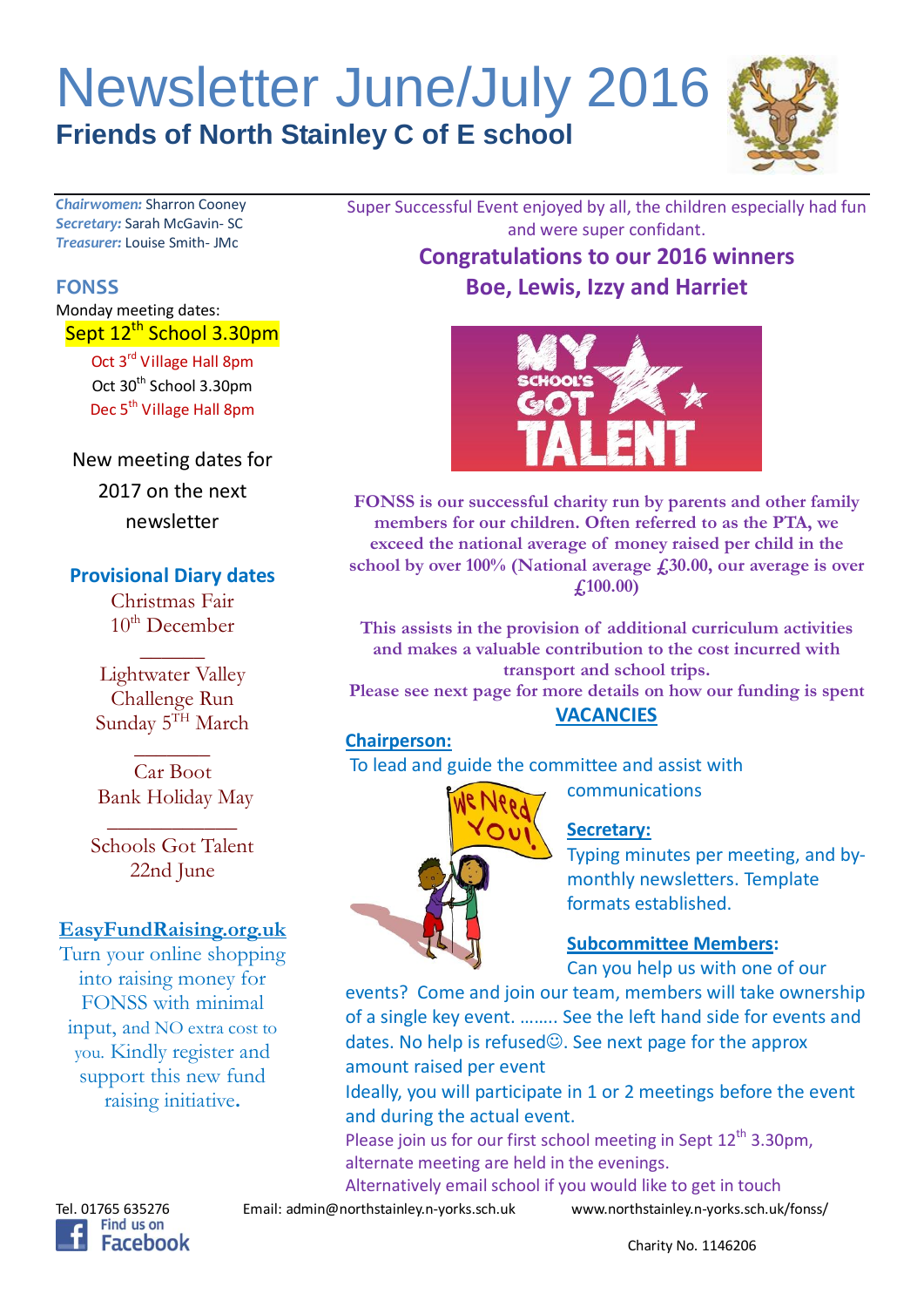# Newsletter June/July 2016

## Friends of North Stainley C of E school

*Chairwomen:* Sharron Cooney
*Secretary:* Sarah McGavin- SC
*Treasurer:* Louise Smith- JMc

### FONSS

Monday meeting dates:

Sept 12th School 3.30pm
Oct 3rd Village Hall 8pm
Oct 30th School 3.30pm
Dec 5th Village Hall 8pm

New meeting dates for 2017 on the next newsletter

### Provisional Diary dates

Christmas Fair
10th December

---

Lightwater Valley Challenge Run
Sunday 5TH March

---

Car Boot
Bank Holiday May

---

Schools Got Talent
22nd June

### EasyFundRaising.org.uk

Turn your online shopping into raising money for FONSS with minimal input, and NO extra cost to you. Kindly register and support this new fund raising initiative.

Super Successful Event enjoyed by all, the children especially had fun and were super confidant.

### Congratulations to our 2016 winners Boe, Lewis, Izzy and Harriet

**FONSS is our successful charity run by parents and other family members for our children. Often referred to as the PTA, we exceed the national average of money raised per child in the school by over 100% (National average £30.00, our average is over £100.00)**

**This assists in the provision of additional curriculum activities and makes a valuable contribution to the cost incurred with transport and school trips.**

**Please see next page for more details on how our funding is spent**

### VACANCIES

**Chairperson:**
To lead and guide the committee and assist with communications

**Secretary:**
Typing minutes per meeting, and by-monthly newsletters. Template formats established.

**Subcommittee Members:**
Can you help us with one of our events? Come and join our team, members will take ownership of a single key event. …….. See the left hand side for events and dates. No help is refused☺. See next page for the approx amount raised per event

Ideally, you will participate in 1 or 2 meetings before the event and during the actual event.

Please join us for our first school meeting in Sept 12th 3.30pm, alternate meeting are held in the evenings.

Alternatively email school if you would like to get in touch

Tel. 01765 635276 Email: admin@northstainley.n-yorks.sch.uk www.northstainley.n-yorks.sch.uk/fonss/

Find us on Facebook

Charity No. 1146206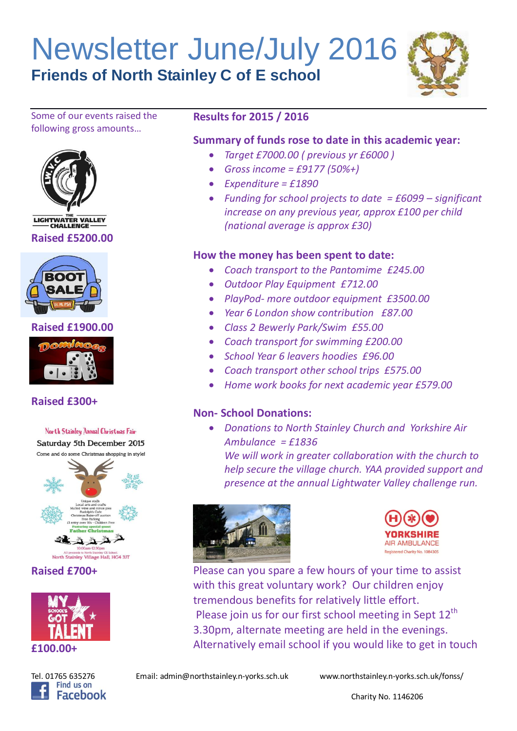# Newsletter June/July 2016

## Friends of North Stainley C of E school

Some of our events raised the following gross amounts…

LIGHTWATER VALLEY CHALLENGE

**Raised £5200.00**

**Raised £1900.00**

**Raised £300+**

North Stainley Annual Christmas Fair

Saturday 5th December 2015

Come and do some Christmas shopping in style!

**Raised £700+**

**£100.00+**

### Results for 2015 / 2016

### Summary of funds rose to date in this academic year:

- *Target £7000.00 ( previous yr £6000 )*
- *Gross income = £9177 (50%+)*
- *Expenditure = £1890*
- *Funding for school projects to date = £6099 – significant increase on any previous year, approx £100 per child (national average is approx £30)*

### How the money has been spent to date:

- *Coach transport to the Pantomime £245.00*
- *Outdoor Play Equipment £712.00*
- *PlayPod- more outdoor equipment £3500.00*
- *Year 6 London show contribution £87.00*
- *Class 2 Bewerly Park/Swim £55.00*
- *Coach transport for swimming £200.00*
- *School Year 6 leavers hoodies £96.00*
- *Coach transport other school trips £575.00*
- *Home work books for next academic year £579.00*

### Non- School Donations:

- *Donations to North Stainley Church and Yorkshire Air Ambulance = £1836*
  *We will work in greater collaboration with the church to help secure the village church. YAA provided support and presence at the annual Lightwater Valley challenge run.*

Please can you spare a few hours of your time to assist with this great voluntary work? Our children enjoy tremendous benefits for relatively little effort.
Please join us for our first school meeting in Sept 12th 3.30pm, alternate meeting are held in the evenings.
Alternatively email school if you would like to get in touch

Tel. 01765 635276 Email: admin@northstainley.n-yorks.sch.uk www.northstainley.n-yorks.sch.uk/fonss/

Find us on Facebook

Charity No. 1146206